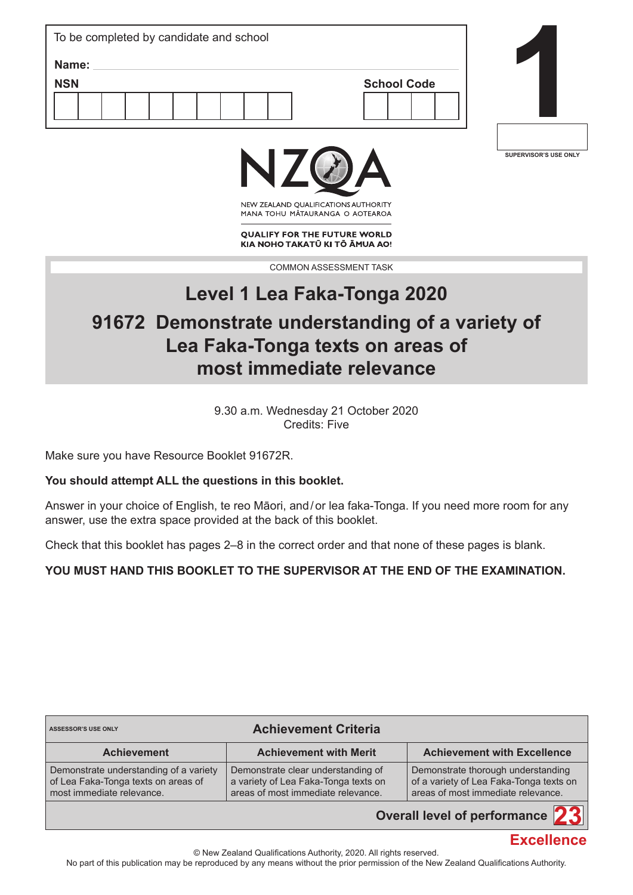To be completed by candidate and school

**Name:**

**NSN**

**School Code**

# 1

SUPERVISOR'S USE ONLY

NZQA

NEW ZEALAND QUALIFICATIONS AUTHORITY
MANA TOHU MĀTAURANGA O AOTEAROA

**QUALIFY FOR THE FUTURE WORLD**
**KIA NOHO TAKATŪ KI TŌ ĀMUA AO!**

COMMON ASSESSMENT TASK

# Level 1 Lea Faka-Tonga 2020

# 91672 Demonstrate understanding of a variety of Lea Faka-Tonga texts on areas of most immediate relevance

9.30 a.m. Wednesday 21 October 2020
Credits: Five

Make sure you have Resource Booklet 91672R.

**You should attempt ALL the questions in this booklet.**

Answer in your choice of English, te reo Māori, and / or lea faka-Tonga. If you need more room for any answer, use the extra space provided at the back of this booklet.

Check that this booklet has pages 2–8 in the correct order and that none of these pages is blank.

**YOU MUST HAND THIS BOOKLET TO THE SUPERVISOR AT THE END OF THE EXAMINATION.**

| ASSESSOR'S USE ONLY | **Achievement Criteria** | |
|---|---|---|
| **Achievement** | **Achievement with Merit** | **Achievement with Excellence** |
| Demonstrate understanding of a variety of Lea Faka-Tonga texts on areas of most immediate relevance. | Demonstrate clear understanding of a variety of Lea Faka-Tonga texts on areas of most immediate relevance. | Demonstrate thorough understanding of a variety of Lea Faka-Tonga texts on areas of most immediate relevance. |
| | | **Overall level of performance** 23 |

Excellence

© New Zealand Qualifications Authority, 2020. All rights reserved.
No part of this publication may be reproduced by any means without the prior permission of the New Zealand Qualifications Authority.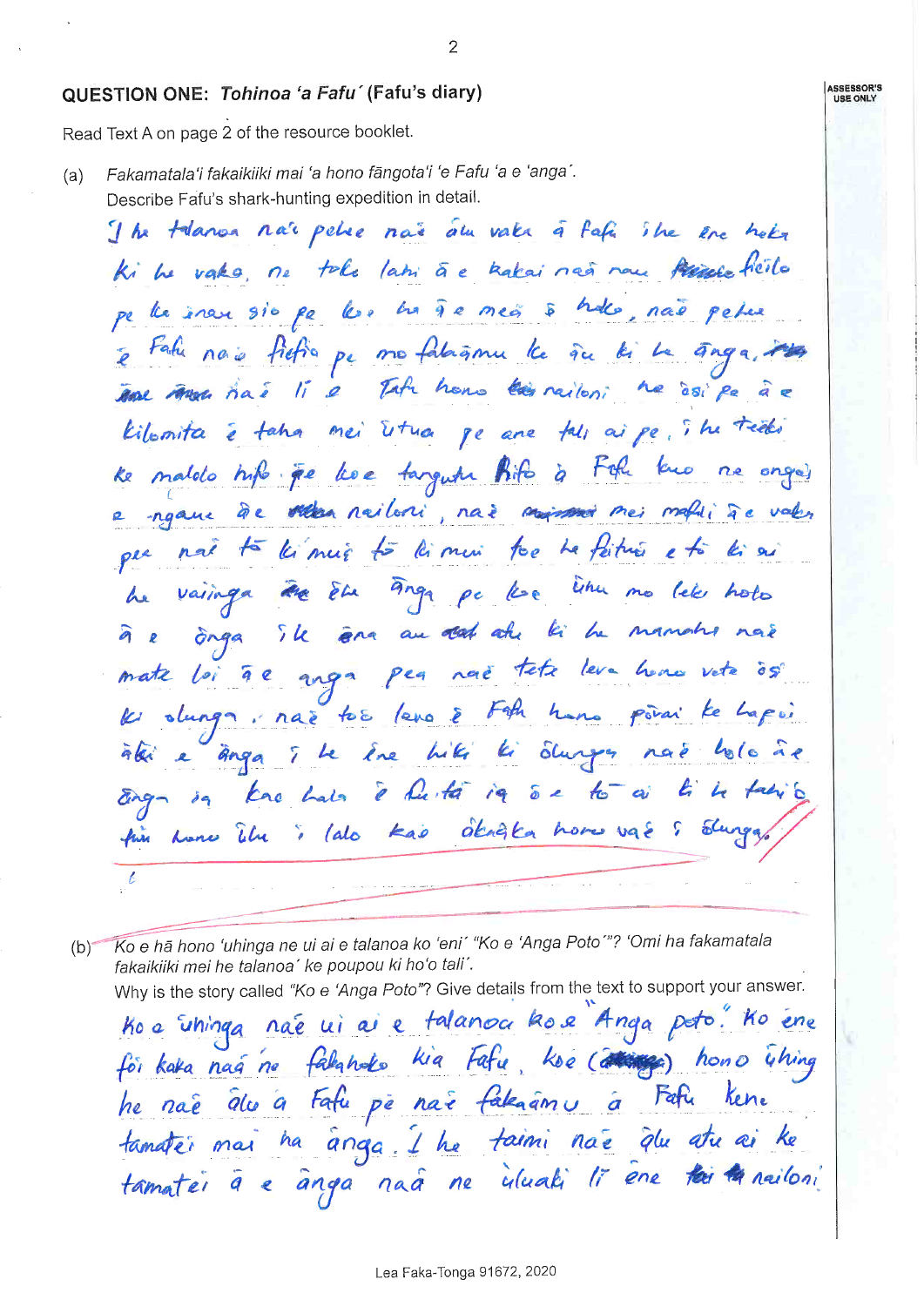## QUESTION ONE: *Tohinoa 'a Fafu'* (Fafu's diary)

Read Text A on page 2 of the resource booklet.

(a) *Fakamatala'i fakaikiiki mai 'a hono fāngota'i 'e Fafu 'a e 'anga'.*
Describe Fafu's shark-hunting expedition in detail.

I he talanoa naá pehee naé alu vaka ā fafu ihe ene heka ki he vaka, ne tole lahi ā e kakai naā nau heilo pe ko inau sio pe koe ha ā e meá ō hoko, naé pehee ē Fafu naá fiefia pe mo falaāmu ke ā ki he ānga, āue naé lī e Fafu hono naíloni he ōsi pe ā e kilomita ē taha mei ūtua pe ane fali ai pe, ī he taēki ke maloto hifo pe koe tanguta hifo ā Fafu kuo ne ongoi e ngaue āe naíloni, naé mei mafuli ā e vaka pea naé tō ki muí tō ki mui foe he feituú e tō ki ai he vainga ē āanga pe koe ūhu mo leki hoto ā e ōnga īk ēna au atu ki he mamahi naé mate loi ā e anga pea naé tata leva hono vete ōsi ki olunga. naé toō leva ē Fafu hono pōvai ke Lapoi āki e āanga ī he ene hiki ki ōlunga naé holo āe ōnga ia kae hala ē fuitā ia ō e to ai ki he tahi ō fai hono ūhu ī lalo kae ōkeāka hono vaé ī ōlunga.

(b) *Ko e hā hono 'uhinga ne ui ai e talanoa ko 'eni' "Ko e 'Anga Poto'"? 'Omi ha fakamatala fakaikiiki mei he talanoa' ke poupou ki ho'o tali'.*
Why is the story called *"Ko e 'Anga Poto"*? Give details from the text to support your answer.

Ko e ūhinga naé ui ai e talanoa ko e "Anga poto." Ko ēne fōi kaka naá ne fakahoko kia Fafu, koe hono ūhing he naé ālu a Fafu pē naé fakaāmu a Fafu kene tamatei mai ha ānga. I he taimi naé ālu atu ai ke tamatei ā e ānga naá ne ūluaki lī ēne naíloni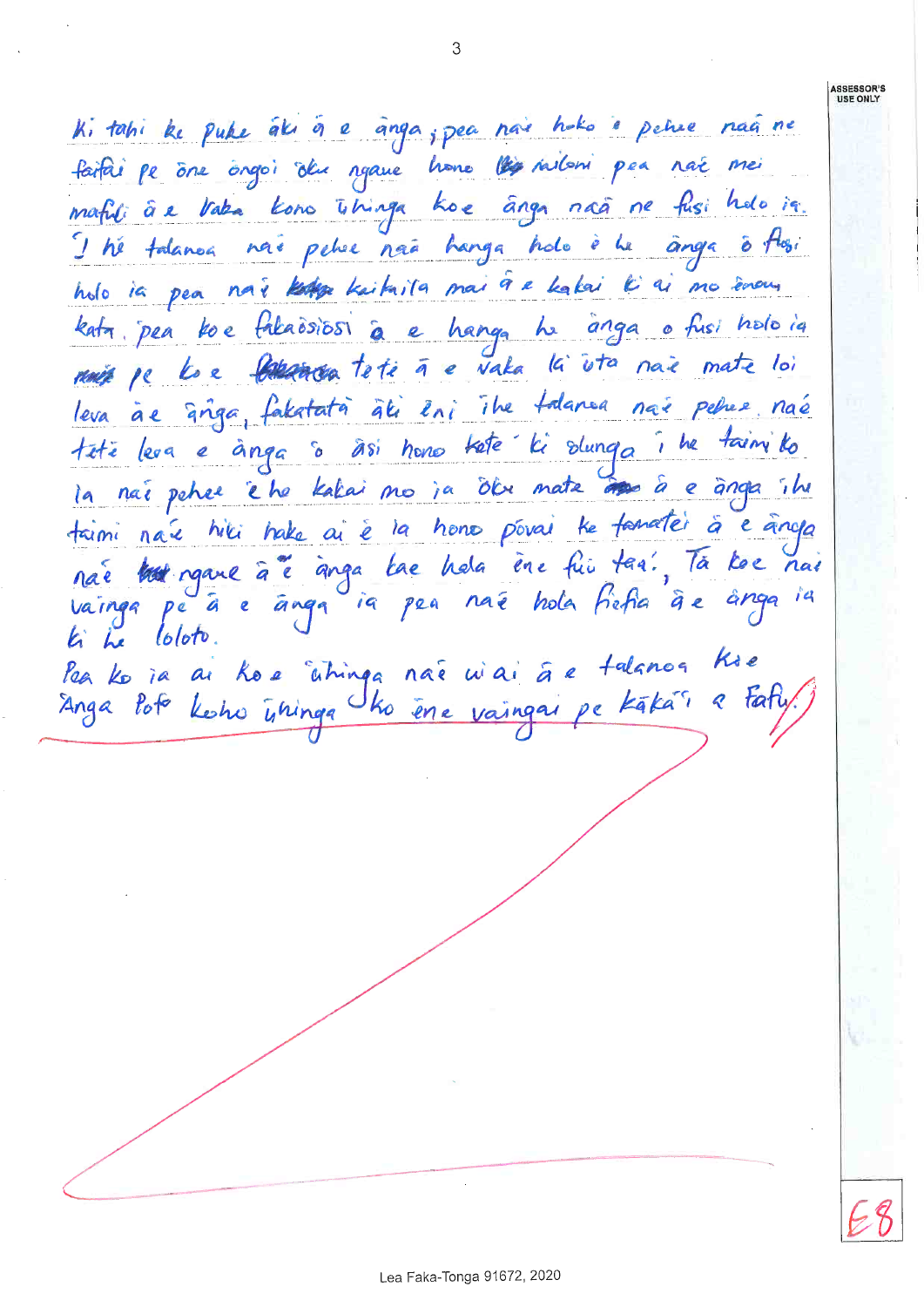Ki tahi ke puke ʻaki ʻa e ʻanga, pea naʻe hoko ʻe pehee naʻa ne faifai pe ʻone ʻongoi ʻoku ngaue hono mileni pea naʻe mei mafuli ʻa e Vaka kono ʻuhinga koe ʻanga naʻa ne fusi holo ia. ʻI he talanoa naʻe pehee naʻa hanga holo ʻe he ʻanga ʻo fusi holo ia pea naʻe kaikaila mai ʻa e kakai ki ai mo ʻenau kata. pea koe fakaʻosiʻosi ʻa e hanga he ʻanga ʻo fusi holo ia pe koe tete ʻa e vaka ki ʻuta naʻe mate loi leva ʻa e ʻanga, fakatataʻ ʻaki ʻeni ʻi he talanoa naʻe pehee naʻe tete leva e ʻanga ʻo ʻasi hono kete ki ʻolunga ʻi he taimi ko ia naʻe pehee ʻe he kakai mo ia ʻoku mate ʻa e ʻanga ʻi he taimi naʻe hiki hake ai ʻe ia hono povai ke fanatei ʻa e ʻanga naʻe ngaue ʻa e ʻanga tae hola ʻene fuʻu taaʻ, Ta koe naʻe vainga pe ʻa e ʻanga ia pea naʻe hola fiefia ʻa e ʻanga ia ki he loloto.

Pea ko ia ai koe ʻuhinga naʻe uiai ʻa e talanoa koe ʻAnga Pofo koho ʻuhinga ko ʻene vaingai pe kākaʻi ʻa e Fafu.

E8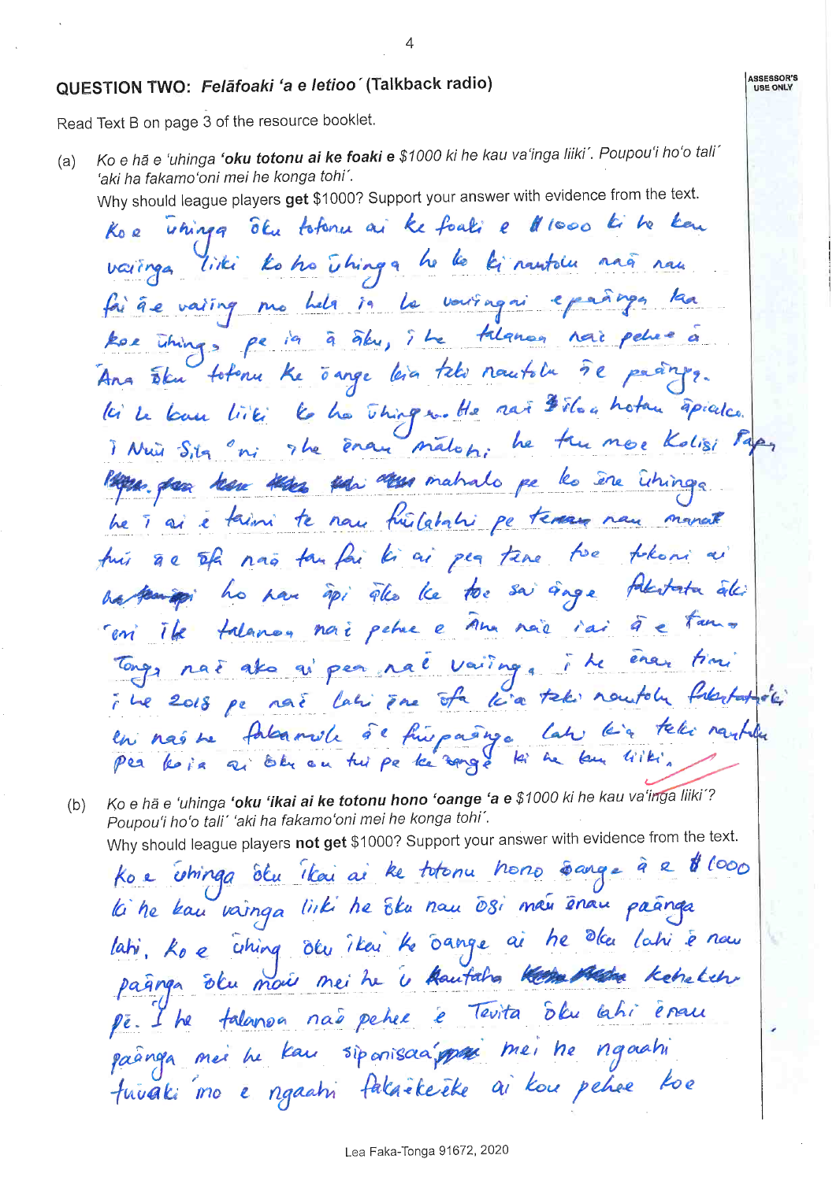## QUESTION TWO: *Felāfoaki ʻa e letioo´* (Talkback radio)

Read Text B on page 3 of the resource booklet.

(a) *Ko e hā e ʻuhinga* **ʻoku totonu ai ke foaki e** *$1000 ki he kau vaʻinga liiki´. Poupouʻi hoʻo tali´ ʻaki ha fakamoʻoni mei he konga tohi´.*

Why should league players **get** $1000? Support your answer with evidence from the text.

Ko e ʻuhinga ʻoku totonu ai ke foaki e $1000 ki he kau vaʻinga liiki ko he ʻuhinga he ko e kinautolu naʻā nau fai ā e vaʻinga mo hela ia he vaʻingaʻi e paʻanga ka koe ʻuhinga pe ia ʻa ʻaku, ʻi he talanoa naʻe pehee ʻa ʻAna ʻoku totonu ke ʻoange kia teki nautolu ʻe paʻanga ki he kau liiki ko he ʻuhinga. He naʻe ʻiloa hotau ʻapiako ʻi Nuʻu Sila ʻoni ʻi he ʻenau maloloʻi he taumoe Kolisi Papa ~~fonu fakahaa faʻi~~ mahalo pe ko ʻene ʻuhinga he ʻi ai e taimi te nau fuʻulalahi pe ~~tenau~~ nau manatu fuʻu ʻa e ʻofa naʻā tau fai ki ai pea tene toe tokoni ai ~~he faʻaapi~~ ho nau ʻapi ʻoku ke toe saiʻ ange fakatata ʻaki ʻeni ʻi he talanoa naʻe pehee e ʻAna naʻe ʻiai ʻa e famo Tonga naʻe ako ai pea naʻe vaʻinga, ʻi he ʻenau taimi ʻi he 2018 pe naʻe lahi ʻene ʻofa kia teki nautolu fakatatafoki ʻeni naʻa ne fakamalo ʻa e fuʻu paʻanga lahi kia teki nautolu pea ko ia ai ʻoku ou tui pe ke ʻoange ki he kau liiki.

(b) *Ko e hā e ʻuhinga* **ʻoku ʻikai ai ke totonu hono ʻoange ʻa e** *$1000 ki he kau vaʻinga liiki´? Poupouʻi hoʻo tali´ ʻaki ha fakamoʻoni mei he konga tohi´.*

Why should league players **not get** $1000? Support your answer with evidence from the text.

Ko e ʻuhinga ʻoku ʻikai ai ke totonu hono ʻoange ʻa e $1000 ki he kau vaʻinga liiki he ʻoku nau ʻosi maʻu ʻenau paʻanga lahi. Ko e ʻuhing ʻoku ʻikai ke ʻoange ai he ʻoku lahi e nau paʻanga ʻoku maʻu mei he u ~~kautaha~~ ~~Kautaha~~ kehekehe pē. ʻI he talanoa naʻā pehee ʻe Tevita ʻoku lahi ʻenau paʻanga mei he kau siponisaʻa ~~pa~~ mei he ngaahi fuʻuaki ʻmo e ngaahi fakaʻekeʻeke ai kou pehee koe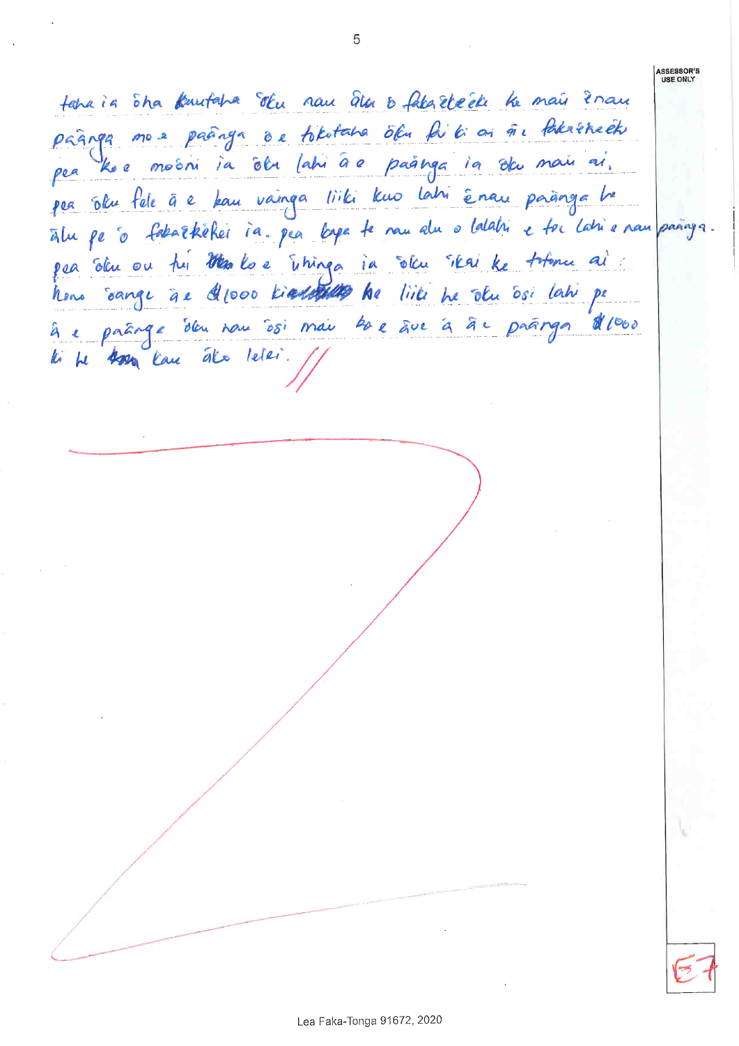taha ia ʻoha kautaha ʻoku nau ʻatu ʻo fakaʻeteʻeta ke maʻu ʻenau paʻanga mo e paʻanga ʻo e tokotaha ʻoku fie ʻai ai fakaʻeheʻeki pea ko e moʻoni ia ʻoku lahi ʻa e paʻanga ia ʻoku maʻu ai, pea ʻoku fele ʻa e kau vainga liiki kuo lahi ʻenau paʻanga he ʻalu pe ʻo fakaʻekeʻekei ia. pea kapa ke nau alu ʻo lalahi e tui lahi e nau paʻanga. pea ʻoku ou tui ko e ʻuhinga ia ʻoku ʻikai ke tofonu ai: hono ʻoange ʻa e $1000 kiate kinautolu he liiki he ʻoku ʻosi lahi pe ʻa e paʻanga ʻoku nau ʻosi maʻu ko e ʻave ʻa ʻa e paʻanga $1000 ki he kau ako lelei.

E7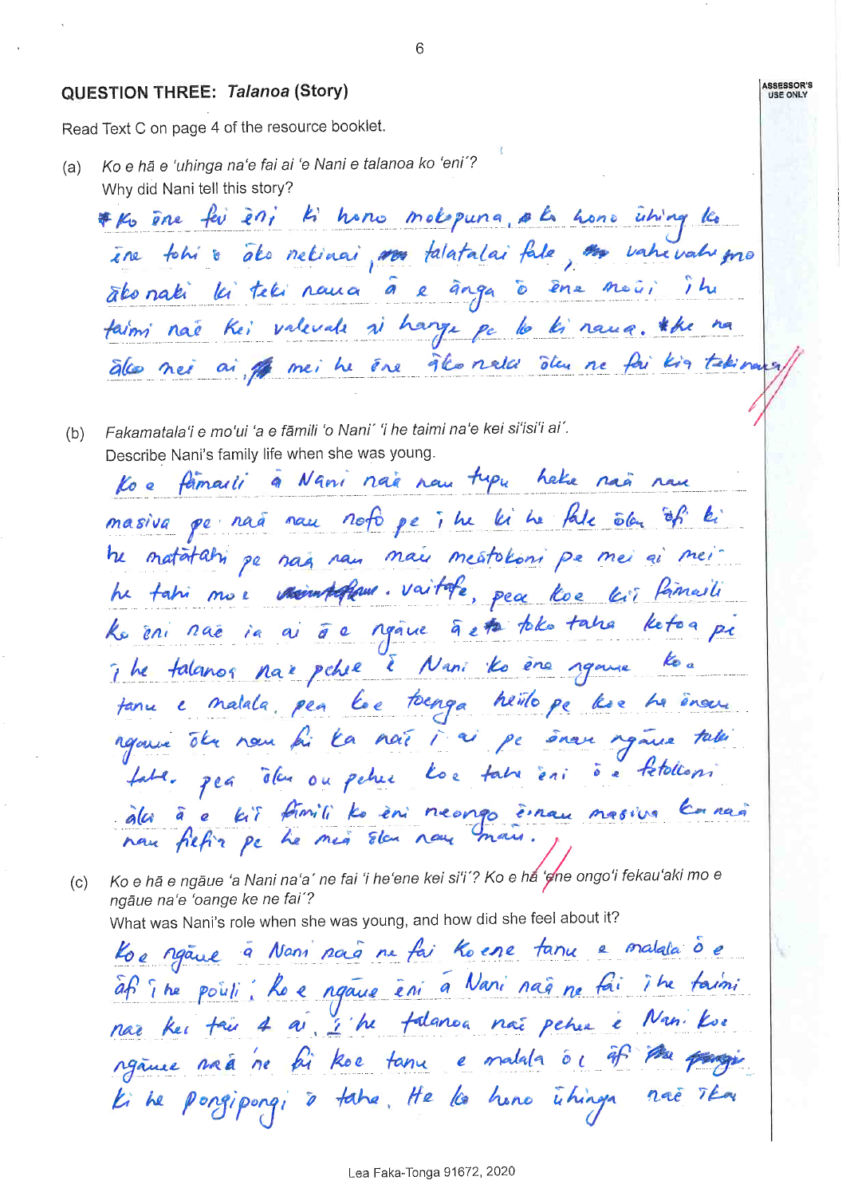## QUESTION THREE: *Talanoa* (Story)

Read Text C on page 4 of the resource booklet.

(a) *Ko e hā e 'uhinga na'e fai ai 'e Nani e talanoa ko 'eni'?*
Why did Nani tell this story?

Ko ene fai eni ki hono mokopuna, ko hono uhinga ke ene tohi e ako netinai, talatalai fale, vahevahe mo ako naki ki teki naua a e anga o ene moui i he taimi nae kei valevale ai hange pe ko ki naua. Ke na ako mei ai, mei he ene ako nala ola ne fai kia tekinaua

(b) *Fakamatala'i e mo'ui 'a e fāmili 'o Nani' 'i he taimi na'e kei si'isi'i ai'.*
Describe Nani's family life when she was young.

Ko e famaili a Nani nae nau tupu heke nae nau masiva pe nae nau nofo pe i he ki he fale ola afi ki he matatahi pe nae nau mau meatokoni pe mei ai mei he tahi mo e vaitafe, pea koe kii famaili ko eni nae ia ai a e ngaue a e toko taha kotoa pe i he talanoa nae pehee e Nani ko ene ngaue ko e tanu e malala, pea koe toenga heilo pe koe he enau ngaue oku nau fai ka nae i ai pe enau ngaue taki taha. pea olu ou pehee koe taha eni o e fetokoni ala a e kii famili ko eni neongo enau masiva ka nae nau fiefia pe he mea olen nau mau.

(c) *Ko e hā e ngāue 'a Nani na'a' ne fai 'i he'ene kei si'i'? Ko e hā 'ene ongo'i fekau'aki mo e ngāue na'e 'oange ke ne fai'?*
What was Nani's role when she was young, and how did she feel about it?

Ko e ngaue a Nani nae ne fai ko ene tanu e malala o e afi i he pouli, ko e ngaue eni a Nani nae ne fai i he taimi nae kei taui 4 ai, i he talanoa nae pehee e Nani koe ngaue nae ne fai koe tanu e malala o e afi ki he pongipongi o taha. He ko hono uhinga nae iku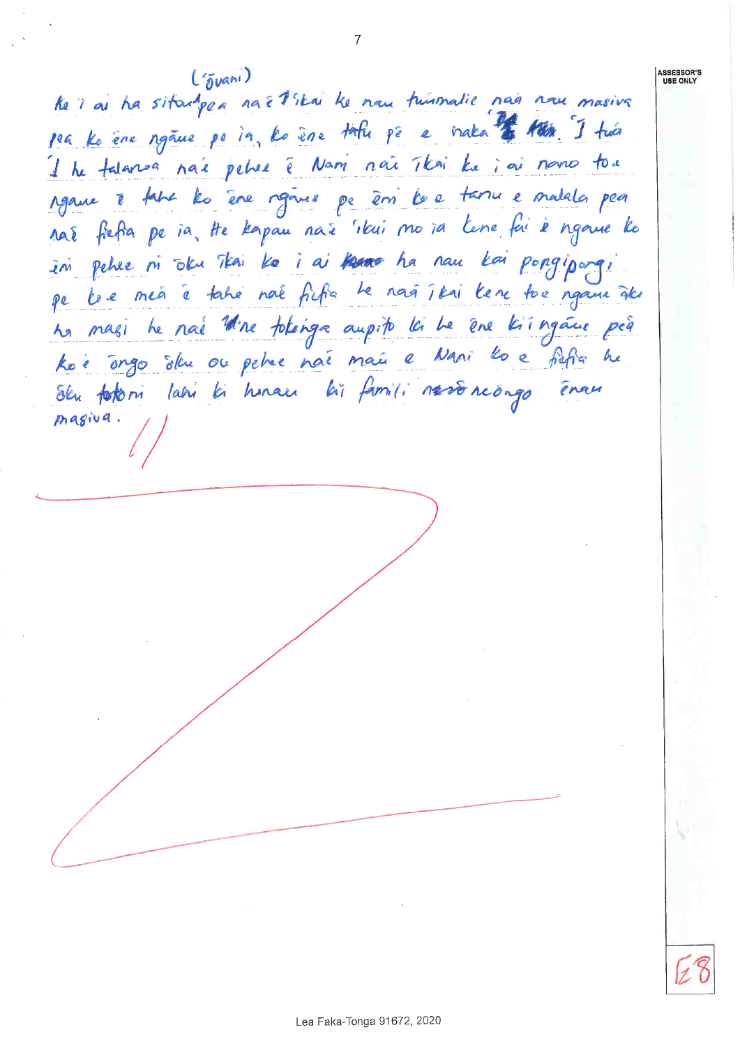('Ōvani)

Ke 'i ai ha sitou pea na'e 'ikai ke nau fuimalie naa nau masiva pea ko 'ene ngāue pe ia, ko 'ene tafu pē e haka. 'I tuá 'I he talanoa na'e pehee 'e Nani na'e 'ikai ke 'i ai nono tou ngaue 'e tahe ko 'ene ngāue pe 'eni ke e tanu e malala pea na'e fiefia pe ia, He kapau na'e 'ikai mo ia lene fai 'e ngaue ko 'eni pehee ni 'oku 'ikai ke 'i ai ha nau kai pongipongi pe ke e meā 'e tahe na'e fiefia he na'a 'ikai lene toe ngaue 'oku ha magi he na'e 'une tokanga aupito ki he 'ene ki'i ngāue peá ko e 'ongo 'oku ou pehee na'e mau e Nani ko e fiefia he 'oku fotomi lahi ki hono kai famili neongo 'enau masiva.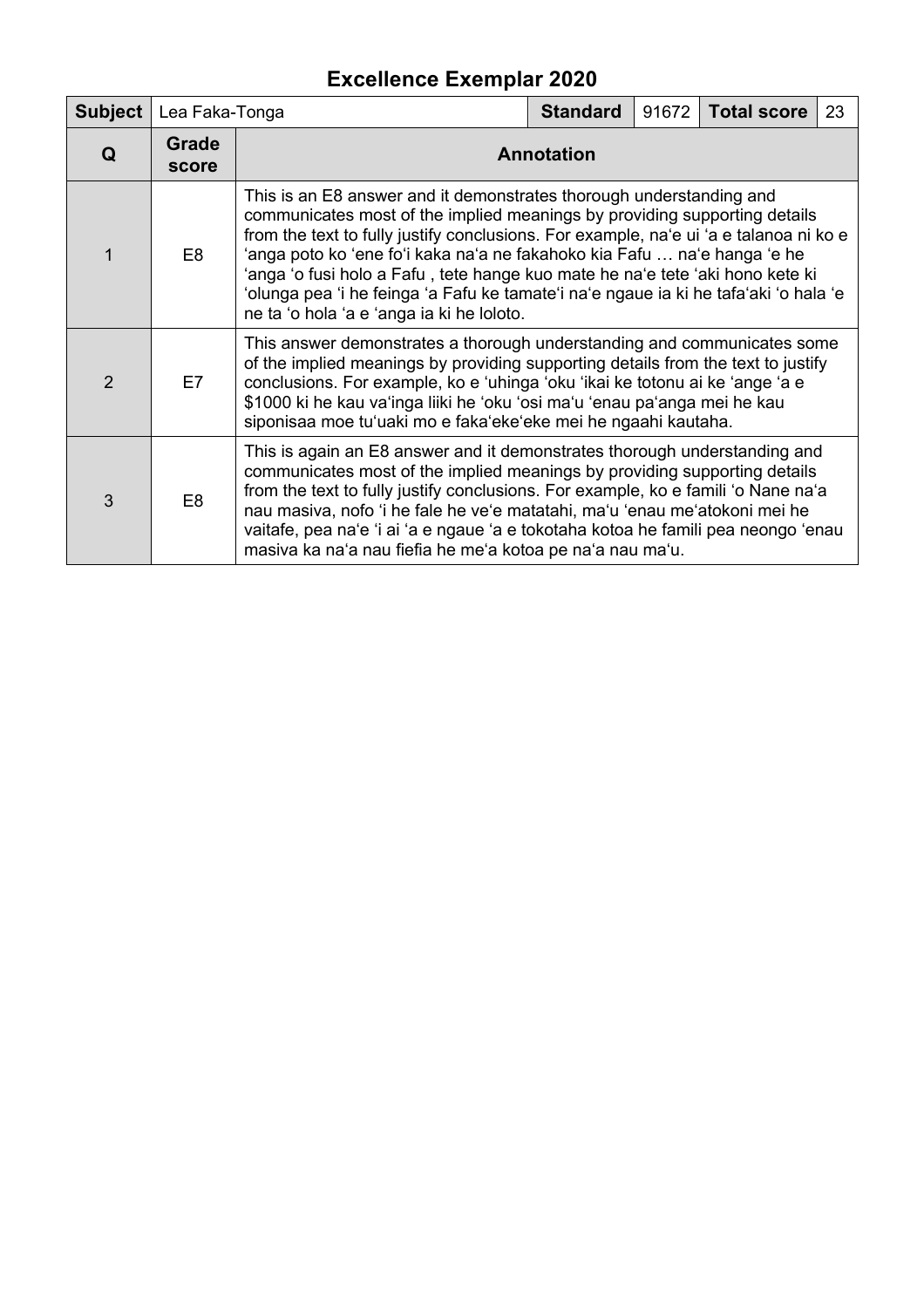# Excellence Exemplar 2020

| Subject | Lea Faka-Tonga | Standard | 91672 | Total score | 23 |
|---|---|---|---|---|---|
| **Q** | **Grade score** | **Annotation** | | | |
| 1 | E8 | This is an E8 answer and it demonstrates thorough understanding and communicates most of the implied meanings by providing supporting details from the text to fully justify conclusions. For example, na'e ui 'a e talanoa ni ko e 'anga poto ko 'ene fo'i kaka na'a ne fakahoko kia Fafu … na'e hanga 'e he 'anga 'o fusi holo a Fafu , tete hange kuo mate he na'e tete 'aki hono kete ki 'olunga pea 'i he feinga 'a Fafu ke tamate'i na'e ngaue ia ki he tafa'aki 'o hala 'e ne ta 'o hola 'a e 'anga ia ki he loloto. | | | |
| 2 | E7 | This answer demonstrates a thorough understanding and communicates some of the implied meanings by providing supporting details from the text to justify conclusions. For example, ko e 'uhinga 'oku 'ikai ke totonu ai ke 'ange 'a e $1000 ki he kau va'inga liiki he 'oku 'osi ma'u 'enau pa'anga mei he kau siponisaa moe tu'uaki mo e faka'eke'eke mei he ngaahi kautaha. | | | |
| 3 | E8 | This is again an E8 answer and it demonstrates thorough understanding and communicates most of the implied meanings by providing supporting details from the text to fully justify conclusions. For example, ko e famili 'o Nane na'a nau masiva, nofo 'i he fale he ve'e matatahi, ma'u 'enau me'atokoni mei he vaitafe, pea na'e 'i ai 'a e ngaue 'a e tokotaha kotoa he famili pea neongo 'enau masiva ka na'a nau fiefia he me'a kotoa pe na'a nau ma'u. | | | |